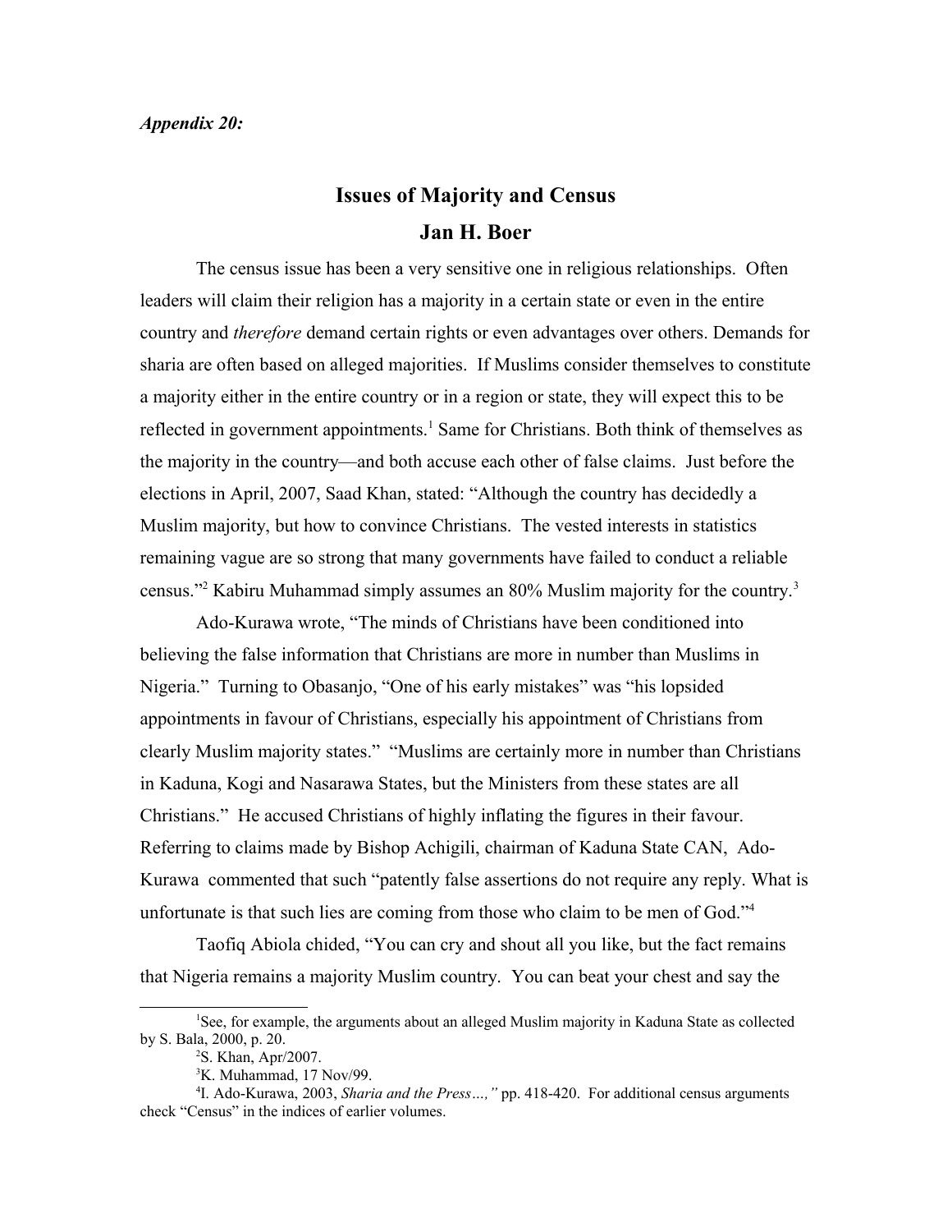*Appendix 20:*

# Issues of Majority and Census

## Jan H. Boer

The census issue has been a very sensitive one in religious relationships. Often leaders will claim their religion has a majority in a certain state or even in the entire country and *therefore* demand certain rights or even advantages over others. Demands for sharia are often based on alleged majorities. If Muslims consider themselves to constitute a majority either in the entire country or in a region or state, they will expect this to be reflected in government appointments.[1] Same for Christians. Both think of themselves as the majority in the country—and both accuse each other of false claims. Just before the elections in April, 2007, Saad Khan, stated: "Although the country has decidedly a Muslim majority, but how to convince Christians. The vested interests in statistics remaining vague are so strong that many governments have failed to conduct a reliable census."[2] Kabiru Muhammad simply assumes an 80% Muslim majority for the country.[3]

Ado-Kurawa wrote, "The minds of Christians have been conditioned into believing the false information that Christians are more in number than Muslims in Nigeria." Turning to Obasanjo, "One of his early mistakes" was "his lopsided appointments in favour of Christians, especially his appointment of Christians from clearly Muslim majority states." "Muslims are certainly more in number than Christians in Kaduna, Kogi and Nasarawa States, but the Ministers from these states are all Christians." He accused Christians of highly inflating the figures in their favour. Referring to claims made by Bishop Achigili, chairman of Kaduna State CAN, Ado-Kurawa commented that such "patently false assertions do not require any reply. What is unfortunate is that such lies are coming from those who claim to be men of God."[4]

Taofiq Abiola chided, "You can cry and shout all you like, but the fact remains that Nigeria remains a majority Muslim country. You can beat your chest and say the

---

[1] See, for example, the arguments about an alleged Muslim majority in Kaduna State as collected by S. Bala, 2000, p. 20.

[2] S. Khan, Apr/2007.

[3] K. Muhammad, 17 Nov/99.

[4] I. Ado-Kurawa, 2003, *Sharia and the Press…,"* pp. 418-420. For additional census arguments check "Census" in the indices of earlier volumes.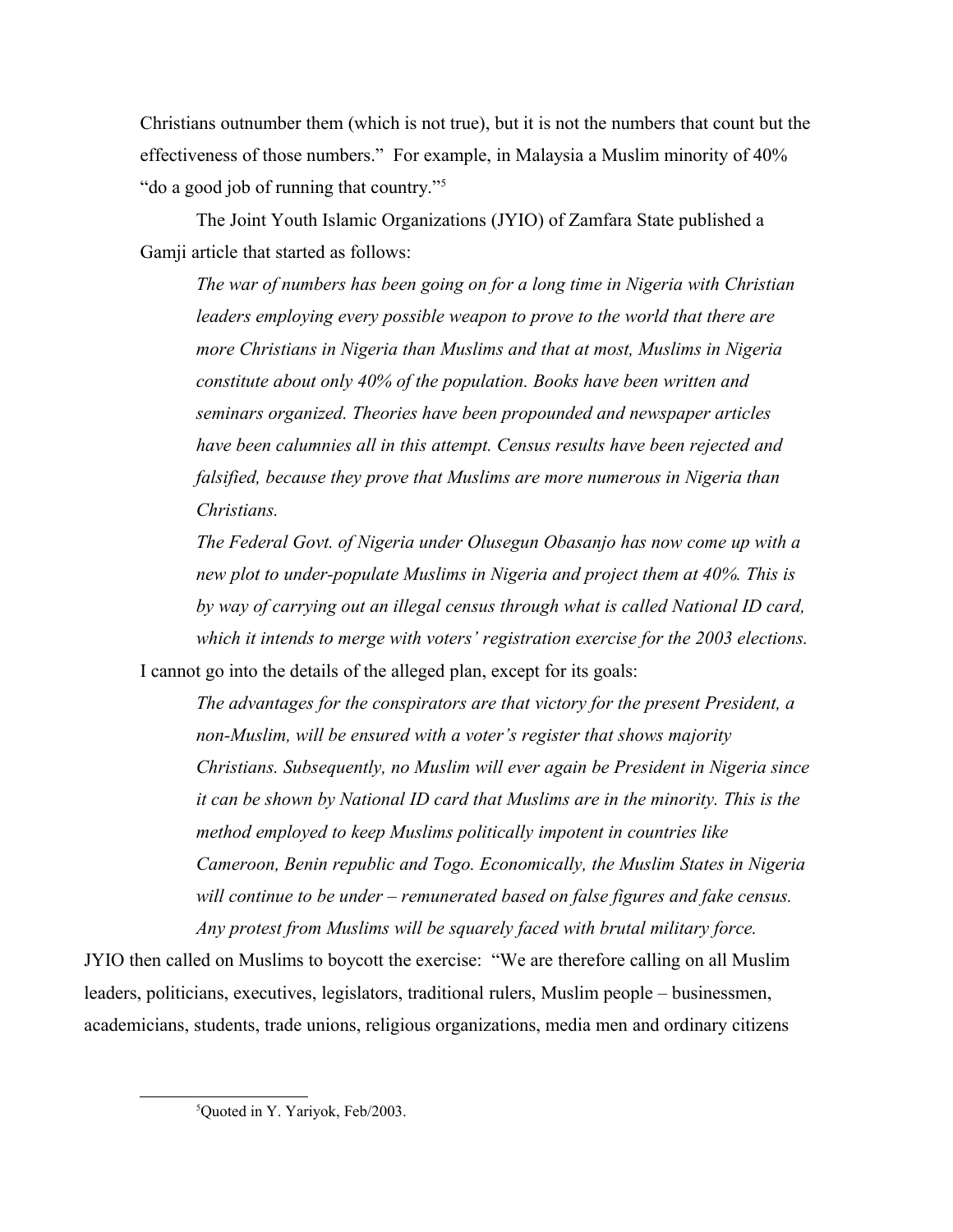Christians outnumber them (which is not true), but it is not the numbers that count but the effectiveness of those numbers." For example, in Malaysia a Muslim minority of 40% "do a good job of running that country."[5]

The Joint Youth Islamic Organizations (JYIO) of Zamfara State published a Gamji article that started as follows:

> *The war of numbers has been going on for a long time in Nigeria with Christian leaders employing every possible weapon to prove to the world that there are more Christians in Nigeria than Muslims and that at most, Muslims in Nigeria constitute about only 40% of the population. Books have been written and seminars organized. Theories have been propounded and newspaper articles have been calumnies all in this attempt. Census results have been rejected and falsified, because they prove that Muslims are more numerous in Nigeria than Christians.*
>
> *The Federal Govt. of Nigeria under Olusegun Obasanjo has now come up with a new plot to under-populate Muslims in Nigeria and project them at 40%. This is by way of carrying out an illegal census through what is called National ID card, which it intends to merge with voters' registration exercise for the 2003 elections.*

I cannot go into the details of the alleged plan, except for its goals:

> *The advantages for the conspirators are that victory for the present President, a non-Muslim, will be ensured with a voter's register that shows majority Christians. Subsequently, no Muslim will ever again be President in Nigeria since it can be shown by National ID card that Muslims are in the minority. This is the method employed to keep Muslims politically impotent in countries like Cameroon, Benin republic and Togo. Economically, the Muslim States in Nigeria will continue to be under – remunerated based on false figures and fake census. Any protest from Muslims will be squarely faced with brutal military force.*

JYIO then called on Muslims to boycott the exercise: "We are therefore calling on all Muslim leaders, politicians, executives, legislators, traditional rulers, Muslim people – businessmen, academicians, students, trade unions, religious organizations, media men and ordinary citizens

[5] Quoted in Y. Yariyok, Feb/2003.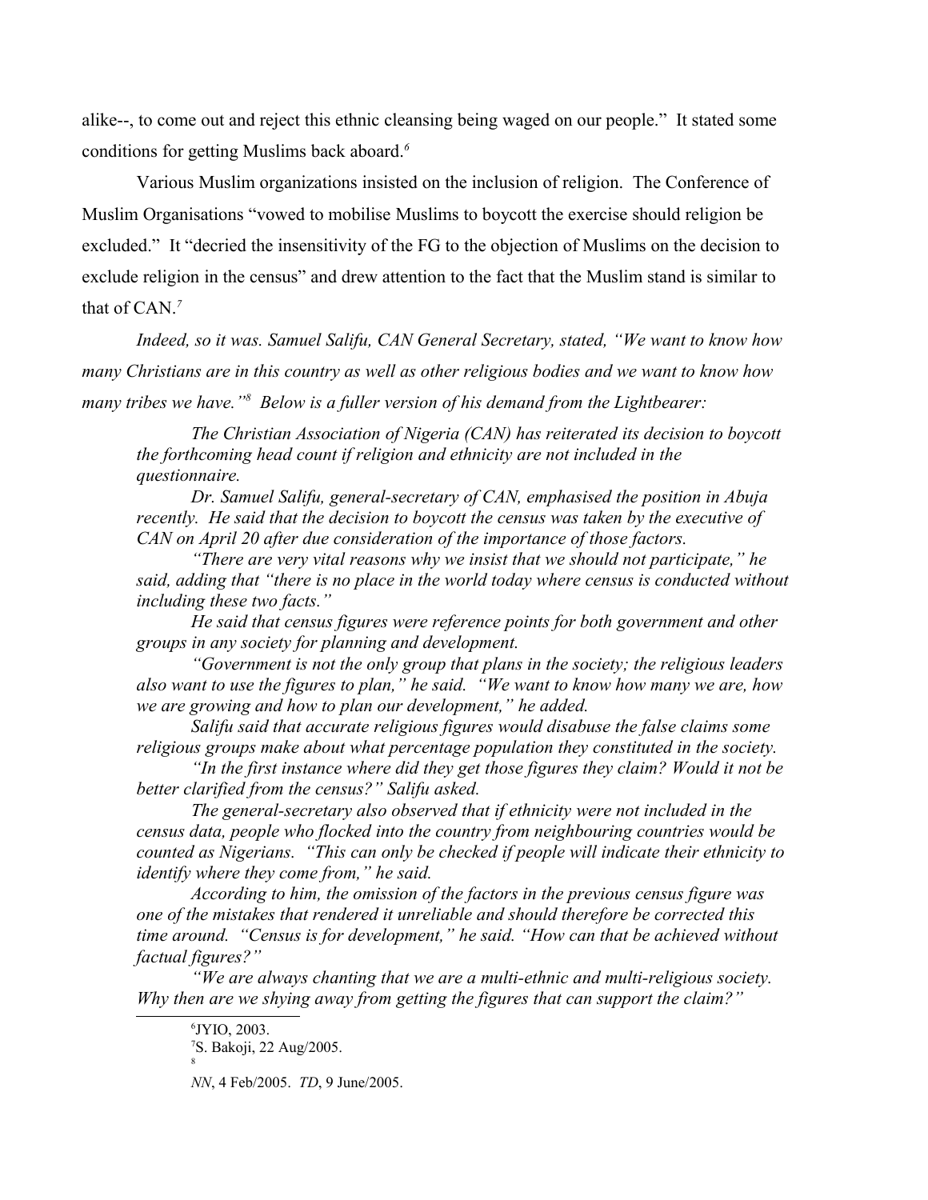alike--, to come out and reject this ethnic cleansing being waged on our people." It stated some conditions for getting Muslims back aboard.[6]

Various Muslim organizations insisted on the inclusion of religion. The Conference of Muslim Organisations "vowed to mobilise Muslims to boycott the exercise should religion be excluded." It "decried the insensitivity of the FG to the objection of Muslims on the decision to exclude religion in the census" and drew attention to the fact that the Muslim stand is similar to that of CAN.[7]

*Indeed, so it was. Samuel Salifu, CAN General Secretary, stated, "We want to know how many Christians are in this country as well as other religious bodies and we want to know how many tribes we have."[8] Below is a fuller version of his demand from the Lightbearer:*

> *The Christian Association of Nigeria (CAN) has reiterated its decision to boycott the forthcoming head count if religion and ethnicity are not included in the questionnaire.*
>
> *Dr. Samuel Salifu, general-secretary of CAN, emphasised the position in Abuja recently. He said that the decision to boycott the census was taken by the executive of CAN on April 20 after due consideration of the importance of those factors.*
>
> *"There are very vital reasons why we insist that we should not participate," he said, adding that "there is no place in the world today where census is conducted without including these two facts."*
>
> *He said that census figures were reference points for both government and other groups in any society for planning and development.*
>
> *"Government is not the only group that plans in the society; the religious leaders also want to use the figures to plan," he said. "We want to know how many we are, how we are growing and how to plan our development," he added.*
>
> *Salifu said that accurate religious figures would disabuse the false claims some religious groups make about what percentage population they constituted in the society.*
>
> *"In the first instance where did they get those figures they claim? Would it not be better clarified from the census?" Salifu asked.*
>
> *The general-secretary also observed that if ethnicity were not included in the census data, people who flocked into the country from neighbouring countries would be counted as Nigerians. "This can only be checked if people will indicate their ethnicity to identify where they come from," he said.*
>
> *According to him, the omission of the factors in the previous census figure was one of the mistakes that rendered it unreliable and should therefore be corrected this time around. "Census is for development," he said. "How can that be achieved without factual figures?"*
>
> *"We are always chanting that we are a multi-ethnic and multi-religious society. Why then are we shying away from getting the figures that can support the claim?"*

---

[6] JYIO, 2003.

[7] S. Bakoji, 22 Aug/2005.

[8] *NN*, 4 Feb/2005. *TD*, 9 June/2005.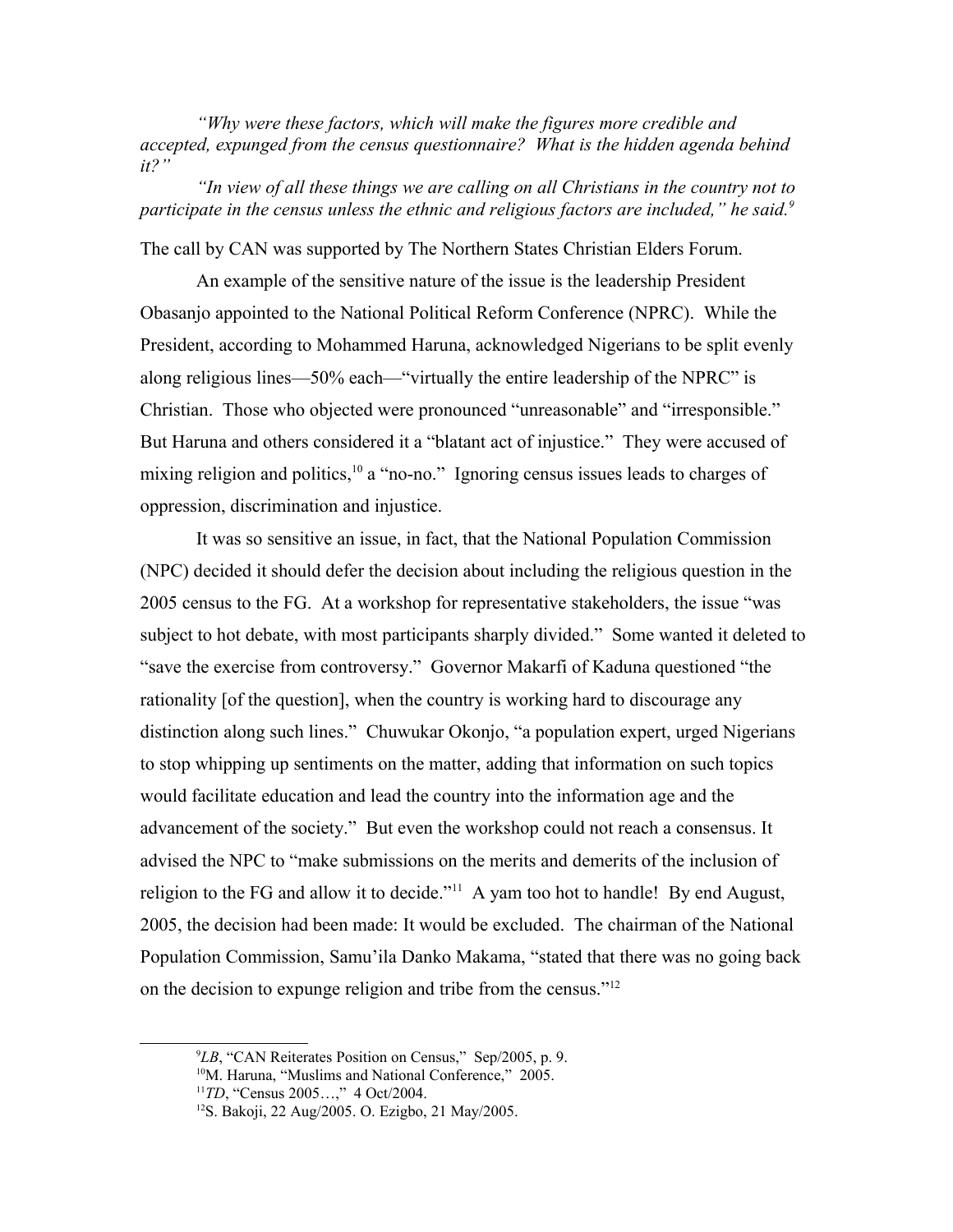*"Why were these factors, which will make the figures more credible and accepted, expunged from the census questionnaire? What is the hidden agenda behind it?"*

*"In view of all these things we are calling on all Christians in the country not to participate in the census unless the ethnic and religious factors are included," he said.*[9]

The call by CAN was supported by The Northern States Christian Elders Forum.

An example of the sensitive nature of the issue is the leadership President Obasanjo appointed to the National Political Reform Conference (NPRC). While the President, according to Mohammed Haruna, acknowledged Nigerians to be split evenly along religious lines—50% each—"virtually the entire leadership of the NPRC" is Christian. Those who objected were pronounced "unreasonable" and "irresponsible." But Haruna and others considered it a "blatant act of injustice." They were accused of mixing religion and politics,[10] a "no-no." Ignoring census issues leads to charges of oppression, discrimination and injustice.

It was so sensitive an issue, in fact, that the National Population Commission (NPC) decided it should defer the decision about including the religious question in the 2005 census to the FG. At a workshop for representative stakeholders, the issue "was subject to hot debate, with most participants sharply divided." Some wanted it deleted to "save the exercise from controversy." Governor Makarfi of Kaduna questioned "the rationality [of the question], when the country is working hard to discourage any distinction along such lines." Chuwukar Okonjo, "a population expert, urged Nigerians to stop whipping up sentiments on the matter, adding that information on such topics would facilitate education and lead the country into the information age and the advancement of the society." But even the workshop could not reach a consensus. It advised the NPC to "make submissions on the merits and demerits of the inclusion of religion to the FG and allow it to decide."[11] A yam too hot to handle! By end August, 2005, the decision had been made: It would be excluded. The chairman of the National Population Commission, Samu'ila Danko Makama, "stated that there was no going back on the decision to expunge religion and tribe from the census."[12]

---

[9] *LB*, "CAN Reiterates Position on Census," Sep/2005, p. 9.

[10] M. Haruna, "Muslims and National Conference," 2005.

[11] *TD*, "Census 2005…," 4 Oct/2004.

[12] S. Bakoji, 22 Aug/2005. O. Ezigbo, 21 May/2005.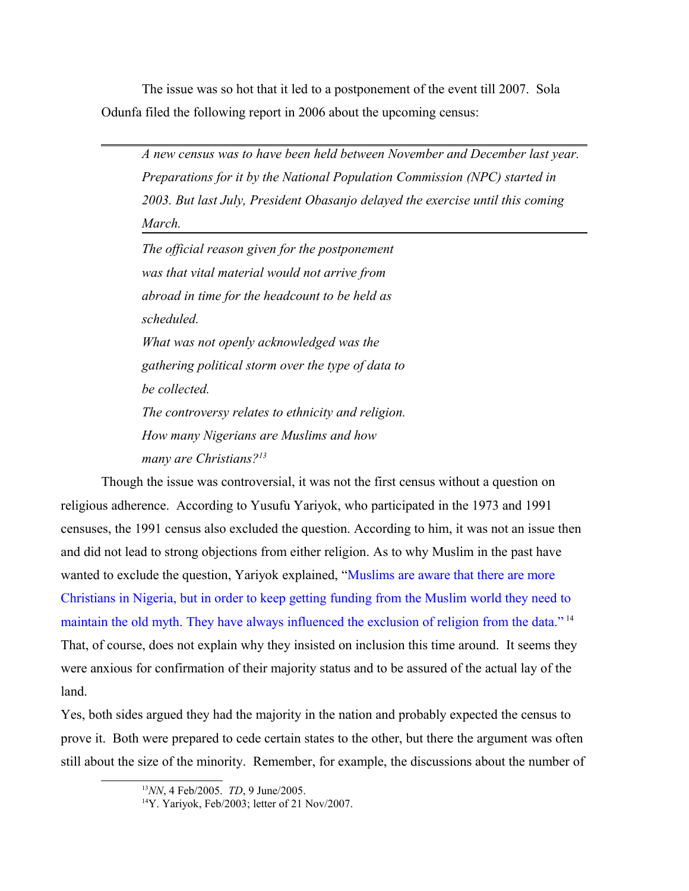The issue was so hot that it led to a postponement of the event till 2007. Sola Odunfa filed the following report in 2006 about the upcoming census:

> *A new census was to have been held between November and December last year. Preparations for it by the National Population Commission (NPC) started in 2003. But last July, President Obasanjo delayed the exercise until this coming March.*
>
> *The official reason given for the postponement was that vital material would not arrive from abroad in time for the headcount to be held as scheduled.*
>
> *What was not openly acknowledged was the gathering political storm over the type of data to be collected.*
>
> *The controversy relates to ethnicity and religion. How many Nigerians are Muslims and how many are Christians?*[13]

Though the issue was controversial, it was not the first census without a question on religious adherence. According to Yusufu Yariyok, who participated in the 1973 and 1991 censuses, the 1991 census also excluded the question. According to him, it was not an issue then and did not lead to strong objections from either religion. As to why Muslim in the past have wanted to exclude the question, Yariyok explained, "Muslims are aware that there are more Christians in Nigeria, but in order to keep getting funding from the Muslim world they need to maintain the old myth. They have always influenced the exclusion of religion from the data."[14] That, of course, does not explain why they insisted on inclusion this time around. It seems they were anxious for confirmation of their majority status and to be assured of the actual lay of the land.

Yes, both sides argued they had the majority in the nation and probably expected the census to prove it. Both were prepared to cede certain states to the other, but there the argument was often still about the size of the minority. Remember, for example, the discussions about the number of

---

[13] *NN*, 4 Feb/2005. *TD*, 9 June/2005.

[14] Y. Yariyok, Feb/2003; letter of 21 Nov/2007.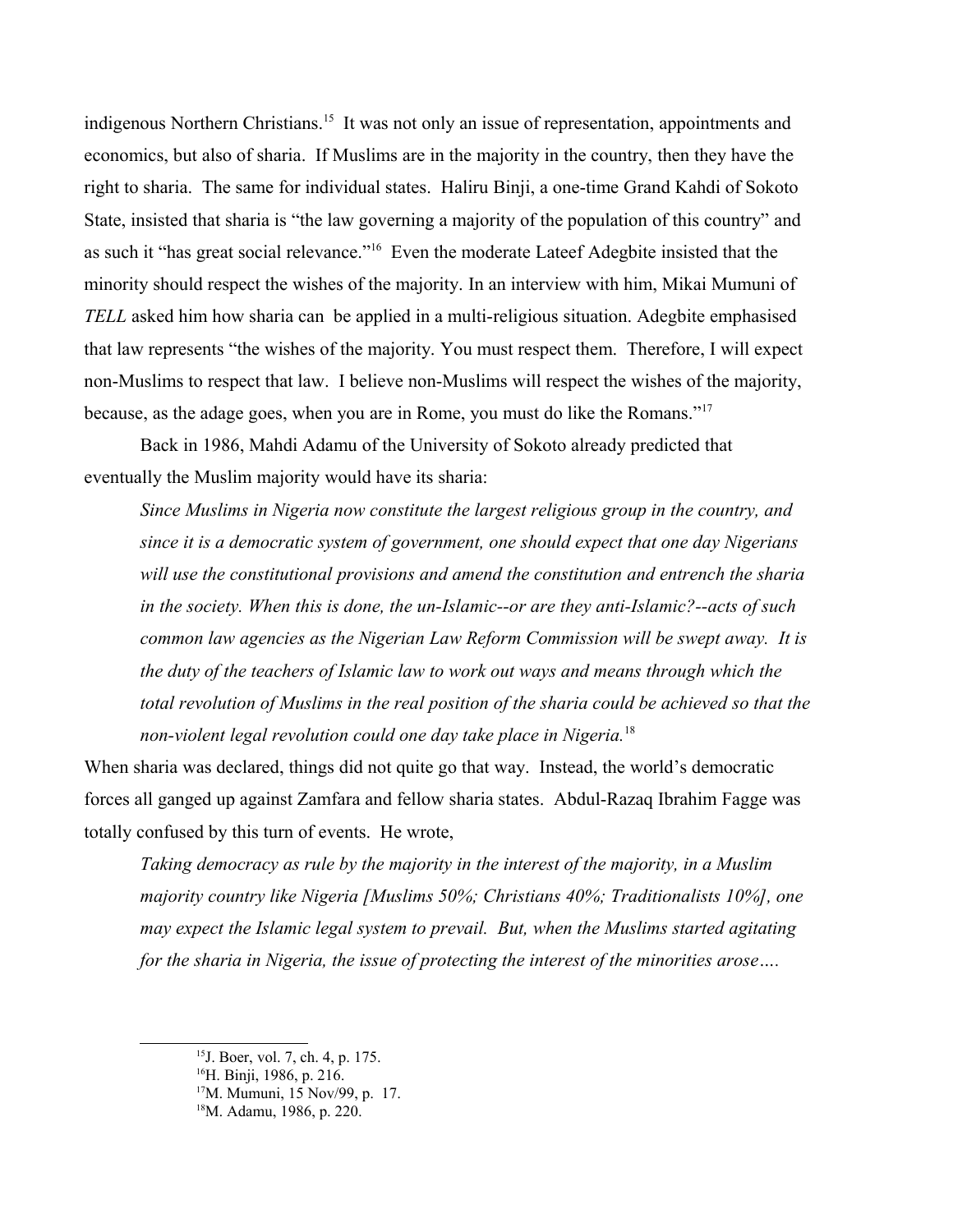indigenous Northern Christians.[15] It was not only an issue of representation, appointments and economics, but also of sharia. If Muslims are in the majority in the country, then they have the right to sharia. The same for individual states. Haliru Binji, a one-time Grand Kahdi of Sokoto State, insisted that sharia is "the law governing a majority of the population of this country" and as such it "has great social relevance."[16] Even the moderate Lateef Adegbite insisted that the minority should respect the wishes of the majority. In an interview with him, Mikai Mumuni of *TELL* asked him how sharia can be applied in a multi-religious situation. Adegbite emphasised that law represents "the wishes of the majority. You must respect them. Therefore, I will expect non-Muslims to respect that law. I believe non-Muslims will respect the wishes of the majority, because, as the adage goes, when you are in Rome, you must do like the Romans."[17]

Back in 1986, Mahdi Adamu of the University of Sokoto already predicted that eventually the Muslim majority would have its sharia:

> *Since Muslims in Nigeria now constitute the largest religious group in the country, and since it is a democratic system of government, one should expect that one day Nigerians will use the constitutional provisions and amend the constitution and entrench the sharia in the society. When this is done, the un-Islamic--or are they anti-Islamic?--acts of such common law agencies as the Nigerian Law Reform Commission will be swept away. It is the duty of the teachers of Islamic law to work out ways and means through which the total revolution of Muslims in the real position of the sharia could be achieved so that the non-violent legal revolution could one day take place in Nigeria.*[18]

When sharia was declared, things did not quite go that way. Instead, the world's democratic forces all ganged up against Zamfara and fellow sharia states. Abdul-Razaq Ibrahim Fagge was totally confused by this turn of events. He wrote,

> *Taking democracy as rule by the majority in the interest of the majority, in a Muslim majority country like Nigeria [Muslims 50%; Christians 40%; Traditionalists 10%], one may expect the Islamic legal system to prevail. But, when the Muslims started agitating for the sharia in Nigeria, the issue of protecting the interest of the minorities arose….*

---

[15] J. Boer, vol. 7, ch. 4, p. 175.

[16] H. Binji, 1986, p. 216.

[17] M. Mumuni, 15 Nov/99, p. 17.

[18] M. Adamu, 1986, p. 220.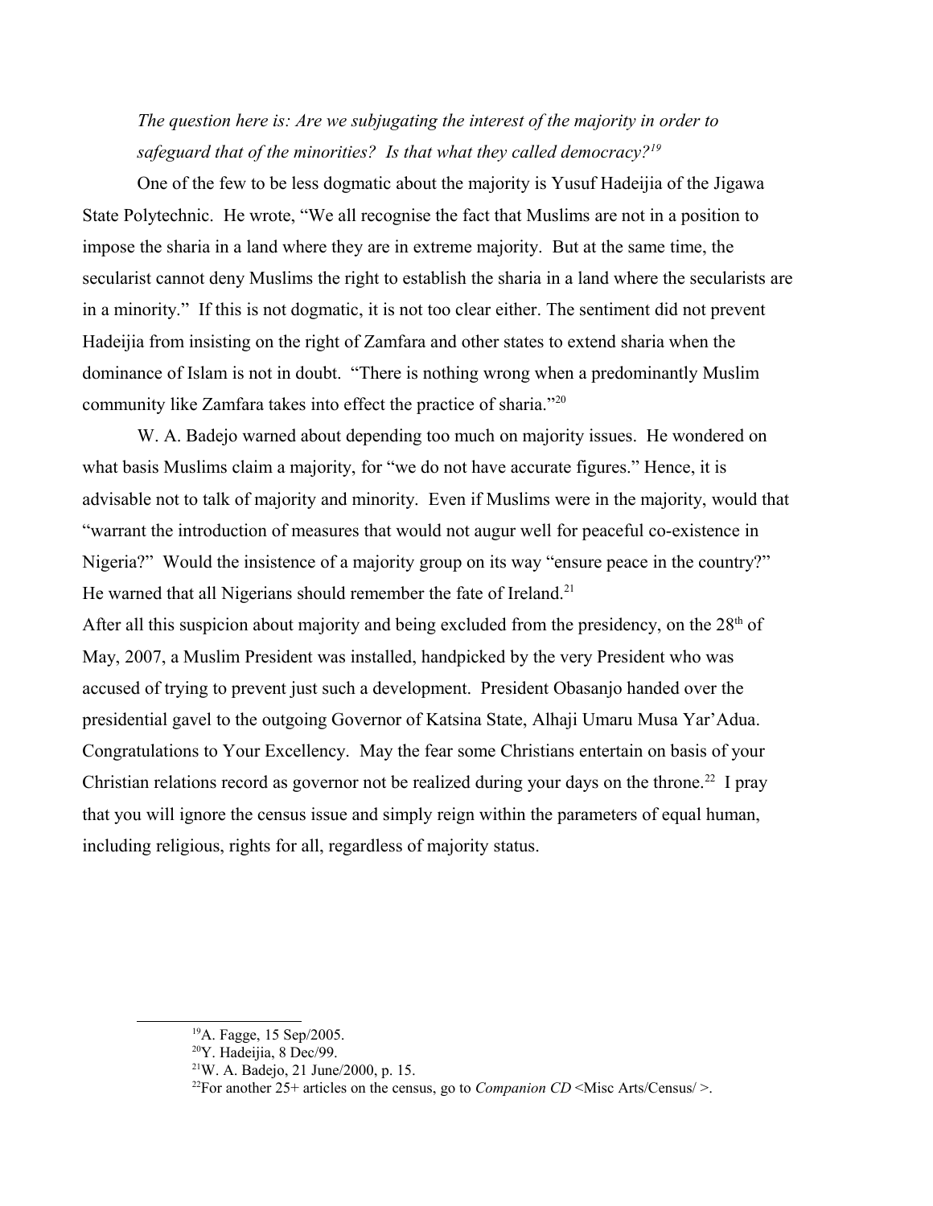*The question here is: Are we subjugating the interest of the majority in order to safeguard that of the minorities? Is that what they called democracy?*[19]

One of the few to be less dogmatic about the majority is Yusuf Hadeijia of the Jigawa State Polytechnic. He wrote, "We all recognise the fact that Muslims are not in a position to impose the sharia in a land where they are in extreme majority. But at the same time, the secularist cannot deny Muslims the right to establish the sharia in a land where the secularists are in a minority." If this is not dogmatic, it is not too clear either. The sentiment did not prevent Hadeijia from insisting on the right of Zamfara and other states to extend sharia when the dominance of Islam is not in doubt. "There is nothing wrong when a predominantly Muslim community like Zamfara takes into effect the practice of sharia."[20]

W. A. Badejo warned about depending too much on majority issues. He wondered on what basis Muslims claim a majority, for "we do not have accurate figures." Hence, it is advisable not to talk of majority and minority. Even if Muslims were in the majority, would that "warrant the introduction of measures that would not augur well for peaceful co-existence in Nigeria?" Would the insistence of a majority group on its way "ensure peace in the country?" He warned that all Nigerians should remember the fate of Ireland.[21]

After all this suspicion about majority and being excluded from the presidency, on the 28th of May, 2007, a Muslim President was installed, handpicked by the very President who was accused of trying to prevent just such a development. President Obasanjo handed over the presidential gavel to the outgoing Governor of Katsina State, Alhaji Umaru Musa Yar'Adua. Congratulations to Your Excellency. May the fear some Christians entertain on basis of your Christian relations record as governor not be realized during your days on the throne.[22] I pray that you will ignore the census issue and simply reign within the parameters of equal human, including religious, rights for all, regardless of majority status.

---

[19] A. Fagge, 15 Sep/2005.

[20] Y. Hadeijia, 8 Dec/99.

[21] W. A. Badejo, 21 June/2000, p. 15.

[22] For another 25+ articles on the census, go to *Companion CD* <Misc Arts/Census/ >.